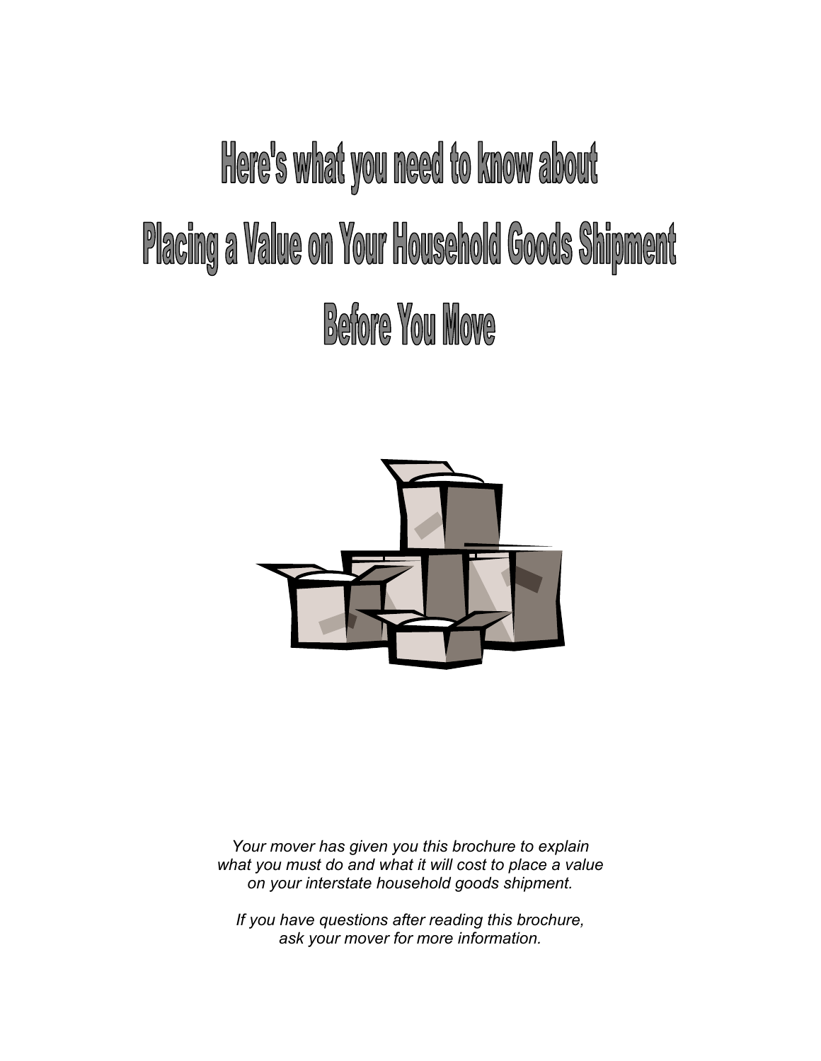# Here's what you need to know about

# Placing a Value on Your Household Goods Shipment

# Before You Move

*Your mover has given you this brochure to explain what you must do and what it will cost to place a value on your interstate household goods shipment.*

*If you have questions after reading this brochure, ask your mover for more information.*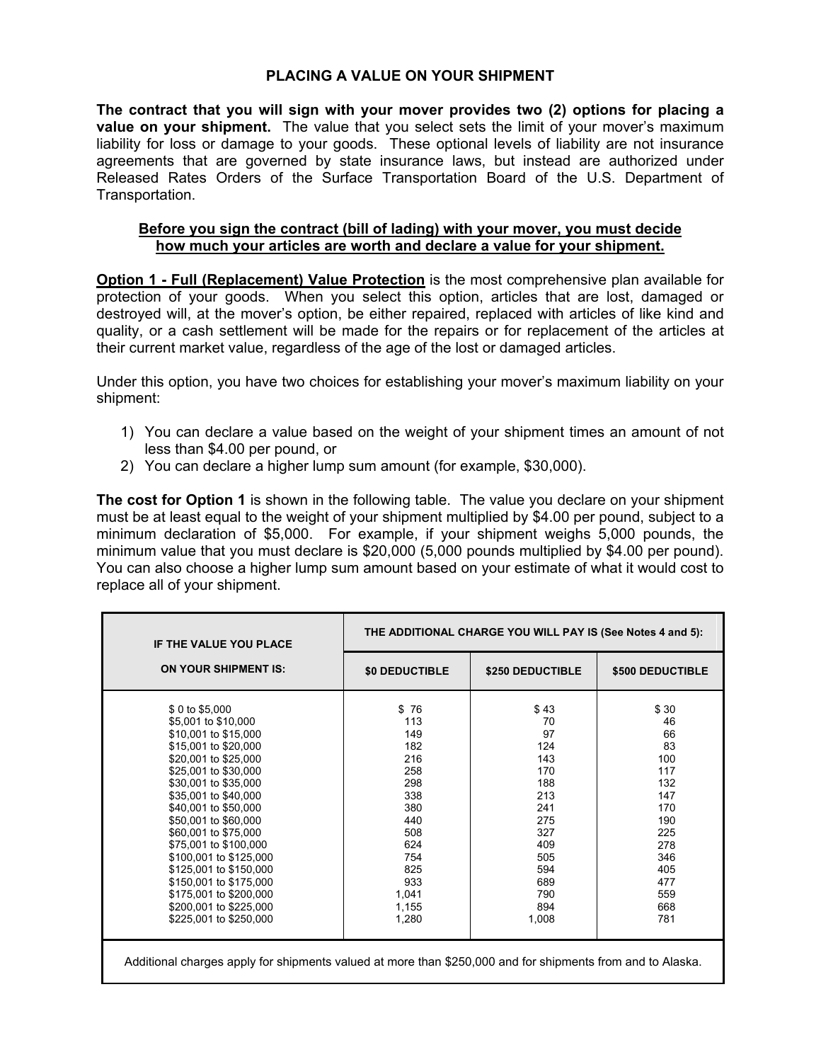# PLACING A VALUE ON YOUR SHIPMENT

**The contract that you will sign with your mover provides two (2) options for placing a value on your shipment.** The value that you select sets the limit of your mover's maximum liability for loss or damage to your goods. These optional levels of liability are not insurance agreements that are governed by state insurance laws, but instead are authorized under Released Rates Orders of the Surface Transportation Board of the U.S. Department of Transportation.

**Before you sign the contract (bill of lading) with your mover, you must decide how much your articles are worth and declare a value for your shipment.**

**Option 1 - Full (Replacement) Value Protection** is the most comprehensive plan available for protection of your goods. When you select this option, articles that are lost, damaged or destroyed will, at the mover's option, be either repaired, replaced with articles of like kind and quality, or a cash settlement will be made for the repairs or for replacement of the articles at their current market value, regardless of the age of the lost or damaged articles.

Under this option, you have two choices for establishing your mover's maximum liability on your shipment:

1) You can declare a value based on the weight of your shipment times an amount of not less than $4.00 per pound, or
2) You can declare a higher lump sum amount (for example, $30,000).

**The cost for Option 1** is shown in the following table. The value you declare on your shipment must be at least equal to the weight of your shipment multiplied by $4.00 per pound, subject to a minimum declaration of $5,000. For example, if your shipment weighs 5,000 pounds, the minimum value that you must declare is $20,000 (5,000 pounds multiplied by $4.00 per pound). You can also choose a higher lump sum amount based on your estimate of what it would cost to replace all of your shipment.

| IF THE VALUE YOU PLACE ON YOUR SHIPMENT IS: | THE ADDITIONAL CHARGE YOU WILL PAY IS (See Notes 4 and 5): | | |
|---|---|---|---|
| | $0 DEDUCTIBLE | $250 DEDUCTIBLE | $500 DEDUCTIBLE |
| $ 0 to $5,000 | $ 76 | $ 43 | $ 30 |
| $5,001 to $10,000 | 113 | 70 | 46 |
| $10,001 to $15,000 | 149 | 97 | 66 |
| $15,001 to $20,000 | 182 | 124 | 83 |
| $20,001 to $25,000 | 216 | 143 | 100 |
| $25,001 to $30,000 | 258 | 170 | 117 |
| $30,001 to $35,000 | 298 | 188 | 132 |
| $35,001 to $40,000 | 338 | 213 | 147 |
| $40,001 to $50,000 | 380 | 241 | 170 |
| $50,001 to $60,000 | 440 | 275 | 190 |
| $60,001 to $75,000 | 508 | 327 | 225 |
| $75,001 to $100,000 | 624 | 409 | 278 |
| $100,001 to $125,000 | 754 | 505 | 346 |
| $125,001 to $150,000 | 825 | 594 | 405 |
| $150,001 to $175,000 | 933 | 689 | 477 |
| $175,001 to $200,000 | 1,041 | 790 | 559 |
| $200,001 to $225,000 | 1,155 | 894 | 668 |
| $225,001 to $250,000 | 1,280 | 1,008 | 781 |

Additional charges apply for shipments valued at more than $250,000 and for shipments from and to Alaska.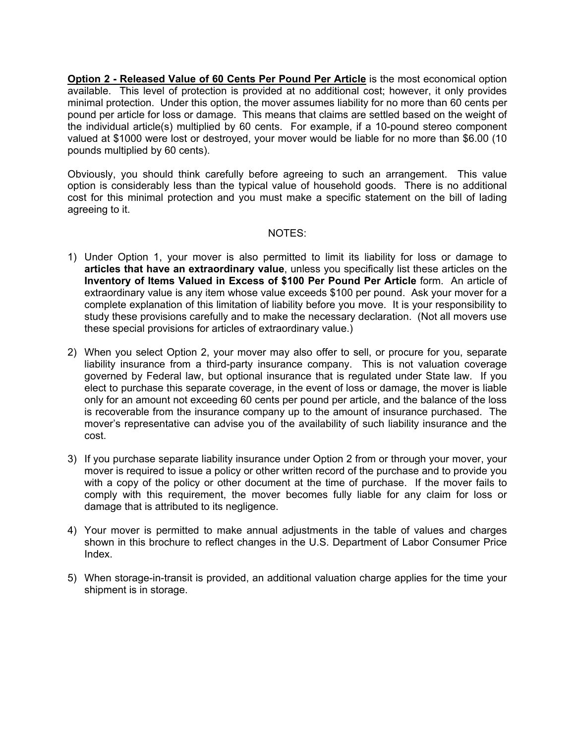**<u>Option 2 - Released Value of 60 Cents Per Pound Per Article</u>** is the most economical option available. This level of protection is provided at no additional cost; however, it only provides minimal protection. Under this option, the mover assumes liability for no more than 60 cents per pound per article for loss or damage. This means that claims are settled based on the weight of the individual article(s) multiplied by 60 cents. For example, if a 10-pound stereo component valued at $1000 were lost or destroyed, your mover would be liable for no more than $6.00 (10 pounds multiplied by 60 cents).

Obviously, you should think carefully before agreeing to such an arrangement. This value option is considerably less than the typical value of household goods. There is no additional cost for this minimal protection and you must make a specific statement on the bill of lading agreeing to it.

NOTES:

1) Under Option 1, your mover is also permitted to limit its liability for loss or damage to **articles that have an extraordinary value**, unless you specifically list these articles on the **Inventory of Items Valued in Excess of $100 Per Pound Per Article** form. An article of extraordinary value is any item whose value exceeds $100 per pound. Ask your mover for a complete explanation of this limitation of liability before you move. It is your responsibility to study these provisions carefully and to make the necessary declaration. (Not all movers use these special provisions for articles of extraordinary value.)

2) When you select Option 2, your mover may also offer to sell, or procure for you, separate liability insurance from a third-party insurance company. This is not valuation coverage governed by Federal law, but optional insurance that is regulated under State law. If you elect to purchase this separate coverage, in the event of loss or damage, the mover is liable only for an amount not exceeding 60 cents per pound per article, and the balance of the loss is recoverable from the insurance company up to the amount of insurance purchased. The mover's representative can advise you of the availability of such liability insurance and the cost.

3) If you purchase separate liability insurance under Option 2 from or through your mover, your mover is required to issue a policy or other written record of the purchase and to provide you with a copy of the policy or other document at the time of purchase. If the mover fails to comply with this requirement, the mover becomes fully liable for any claim for loss or damage that is attributed to its negligence.

4) Your mover is permitted to make annual adjustments in the table of values and charges shown in this brochure to reflect changes in the U.S. Department of Labor Consumer Price Index.

5) When storage-in-transit is provided, an additional valuation charge applies for the time your shipment is in storage.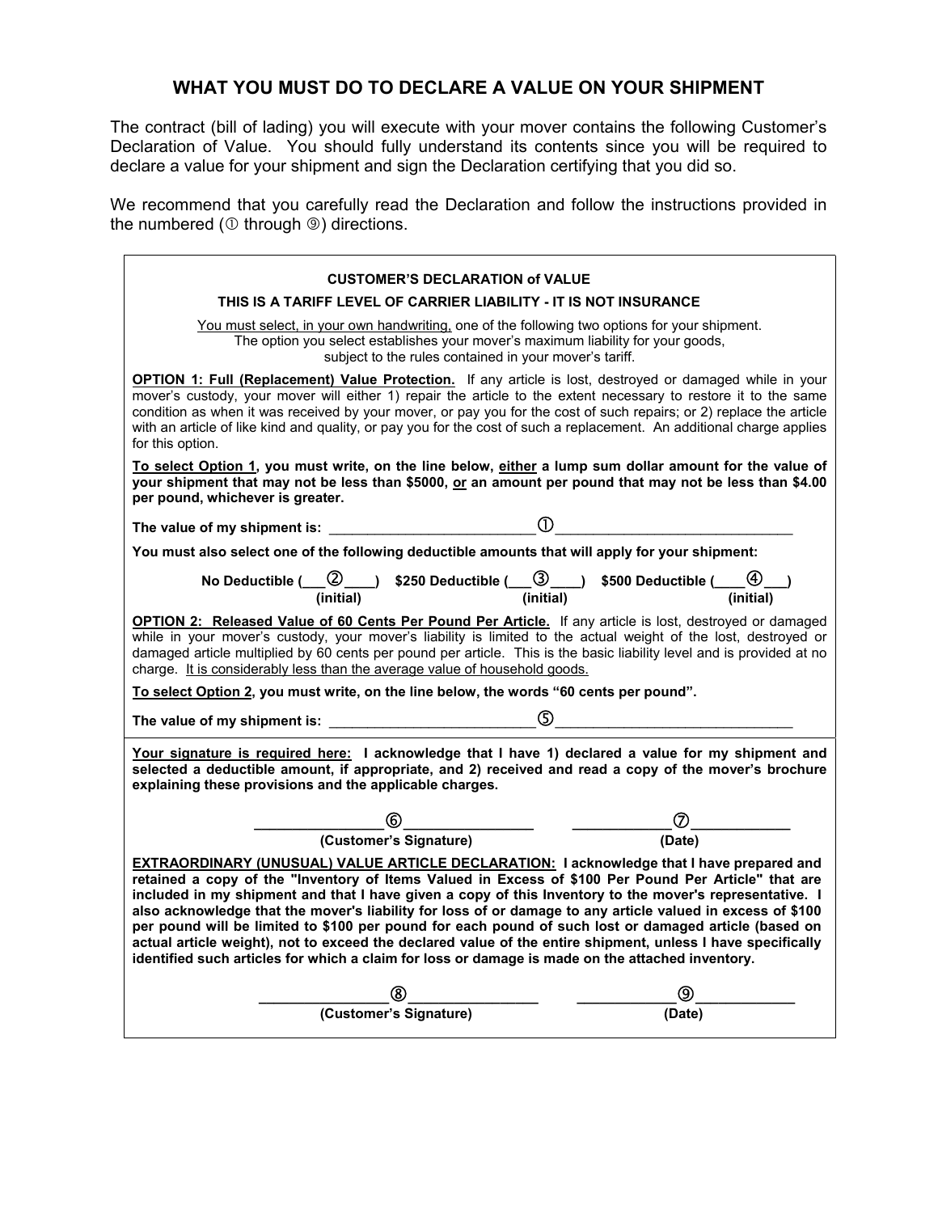# WHAT YOU MUST DO TO DECLARE A VALUE ON YOUR SHIPMENT

The contract (bill of lading) you will execute with your mover contains the following Customer's Declaration of Value. You should fully understand its contents since you will be required to declare a value for your shipment and sign the Declaration certifying that you did so.

We recommend that you carefully read the Declaration and follow the instructions provided in the numbered (① through ⑨) directions.

---

**CUSTOMER'S DECLARATION of VALUE**

**THIS IS A TARIFF LEVEL OF CARRIER LIABILITY - IT IS NOT INSURANCE**

You must select, in your own handwriting, one of the following two options for your shipment. The option you select establishes your mover's maximum liability for your goods, subject to the rules contained in your mover's tariff.

**OPTION 1: Full (Replacement) Value Protection.** If any article is lost, destroyed or damaged while in your mover's custody, your mover will either 1) repair the article to the extent necessary to restore it to the same condition as when it was received by your mover, or pay you for the cost of such repairs; or 2) replace the article with an article of like kind and quality, or pay you for the cost of such a replacement. An additional charge applies for this option.

**To select Option 1, you must write, on the line below, either a lump sum dollar amount for the value of your shipment that may not be less than $5000, or an amount per pound that may not be less than $4.00 per pound, whichever is greater.**

**The value of my shipment is:** __________________________①______________________________

**You must also select one of the following deductible amounts that will apply for your shipment:**

**No Deductible (___②___)** **$250 Deductible (___③___)** **$500 Deductible (___④___)**
**(initial)** **(initial)** **(initial)**

**OPTION 2: Released Value of 60 Cents Per Pound Per Article.** If any article is lost, destroyed or damaged while in your mover's custody, your mover's liability is limited to the actual weight of the lost, destroyed or damaged article multiplied by 60 cents per pound per article. This is the basic liability level and is provided at no charge. It is considerably less than the average value of household goods.

**To select Option 2, you must write, on the line below, the words "60 cents per pound".**

**The value of my shipment is:** __________________________⑤______________________________

---

**Your signature is required here: I acknowledge that I have 1) declared a value for my shipment and selected a deductible amount, if appropriate, and 2) received and read a copy of the mover's brochure explaining these provisions and the applicable charges.**

________________⑥________________ ____________⑦____________
**(Customer's Signature)** **(Date)**

**EXTRAORDINARY (UNUSUAL) VALUE ARTICLE DECLARATION: I acknowledge that I have prepared and retained a copy of the "Inventory of Items Valued in Excess of $100 Per Pound Per Article" that are included in my shipment and that I have given a copy of this Inventory to the mover's representative. I also acknowledge that the mover's liability for loss of or damage to any article valued in excess of $100 per pound will be limited to $100 per pound for each pound of such lost or damaged article (based on actual article weight), not to exceed the declared value of the entire shipment, unless I have specifically identified such articles for which a claim for loss or damage is made on the attached inventory.**

________________⑧________________ ____________⑨____________
**(Customer's Signature)** **(Date)**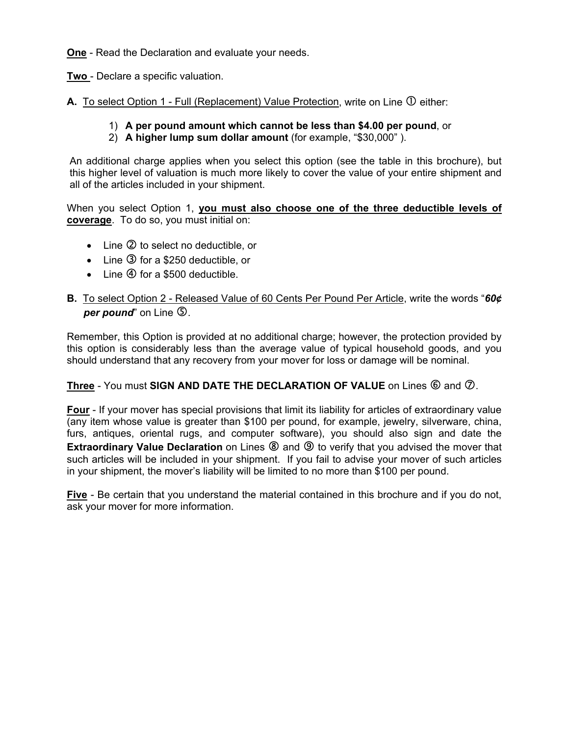**One** - Read the Declaration and evaluate your needs.

**Two** - Declare a specific valuation.

**A.** To select Option 1 - Full (Replacement) Value Protection, write on Line ① either:

1) **A per pound amount which cannot be less than $4.00 per pound**, or
2) **A higher lump sum dollar amount** (for example, "$30,000" ).

An additional charge applies when you select this option (see the table in this brochure), but this higher level of valuation is much more likely to cover the value of your entire shipment and all of the articles included in your shipment.

When you select Option 1, **you must also choose one of the three deductible levels of coverage**. To do so, you must initial on:

- Line ② to select no deductible, or
- Line ③ for a $250 deductible, or
- Line ④ for a $500 deductible.

**B.** To select Option 2 - Released Value of 60 Cents Per Pound Per Article, write the words "***60¢ per pound***" on Line ⑤.

Remember, this Option is provided at no additional charge; however, the protection provided by this option is considerably less than the average value of typical household goods, and you should understand that any recovery from your mover for loss or damage will be nominal.

**Three** - You must **SIGN AND DATE THE DECLARATION OF VALUE** on Lines ⑥ and ⑦.

**Four** - If your mover has special provisions that limit its liability for articles of extraordinary value (any item whose value is greater than $100 per pound, for example, jewelry, silverware, china, furs, antiques, oriental rugs, and computer software), you should also sign and date the **Extraordinary Value Declaration** on Lines ⑧ and ⑨ to verify that you advised the mover that such articles will be included in your shipment. If you fail to advise your mover of such articles in your shipment, the mover's liability will be limited to no more than $100 per pound.

**Five** - Be certain that you understand the material contained in this brochure and if you do not, ask your mover for more information.